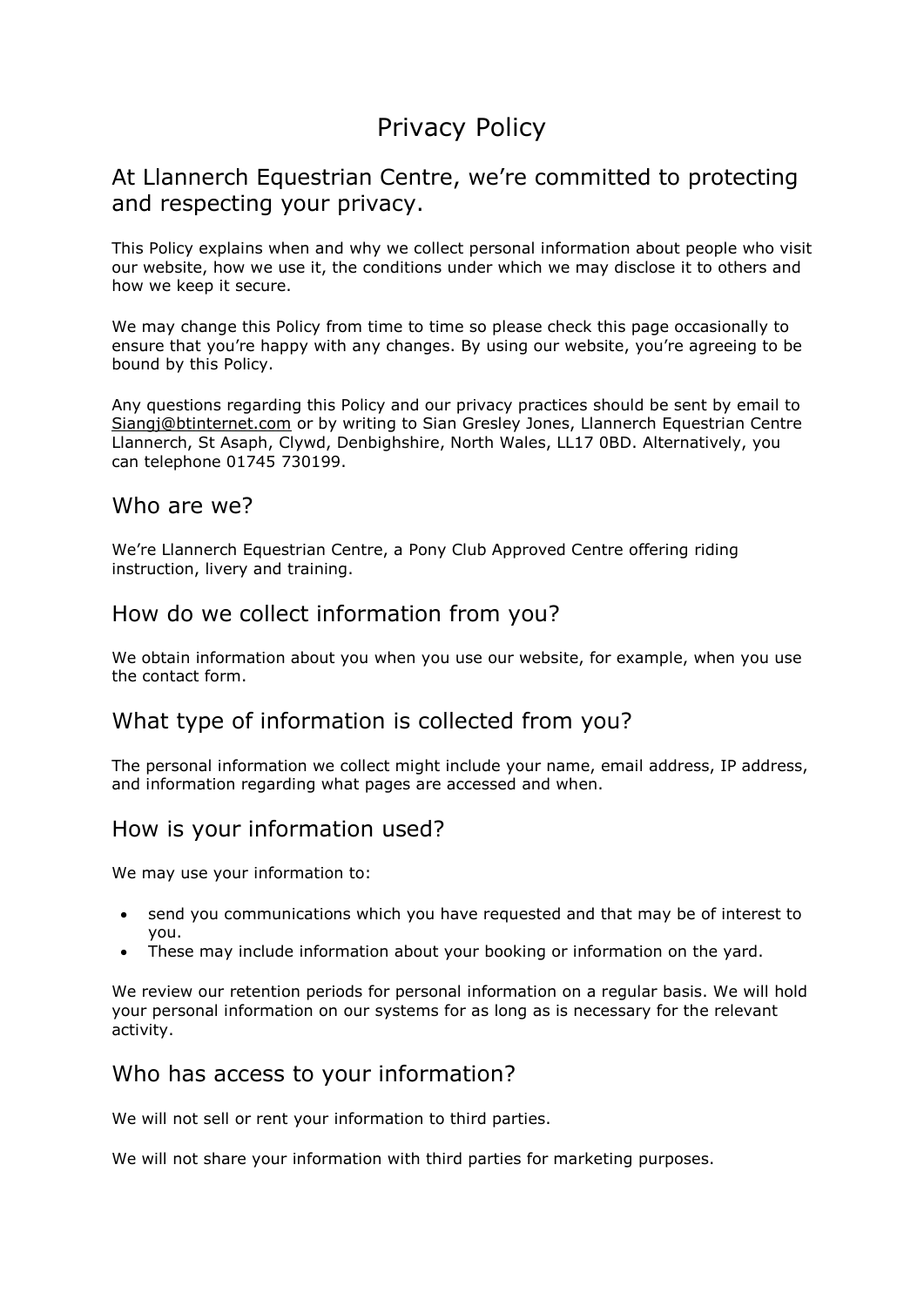# Privacy Policy

## At Llannerch Equestrian Centre, we're committed to protecting and respecting your privacy.

This Policy explains when and why we collect personal information about people who visit our website, how we use it, the conditions under which we may disclose it to others and how we keep it secure.

We may change this Policy from time to time so please check this page occasionally to ensure that you're happy with any changes. By using our website, you're agreeing to be bound by this Policy.

Any questions regarding this Policy and our privacy practices should be sent by email to Siangj@btinternet.com or by writing to Sian Gresley Jones, Llannerch Equestrian Centre Llannerch, St Asaph, Clywd, Denbighshire, North Wales, LL17 0BD. Alternatively, you can telephone 01745 730199.

## Who are we?

We're Llannerch Equestrian Centre, a Pony Club Approved Centre offering riding instruction, livery and training.

## How do we collect information from you?

We obtain information about you when you use our website, for example, when you use the contact form.

## What type of information is collected from you?

The personal information we collect might include your name, email address, IP address, and information regarding what pages are accessed and when.

## How is your information used?

We may use your information to:

- send you communications which you have requested and that may be of interest to you.
- These may include information about your booking or information on the yard.

We review our retention periods for personal information on a regular basis. We will hold your personal information on our systems for as long as is necessary for the relevant activity.

## Who has access to your information?

We will not sell or rent your information to third parties.

We will not share your information with third parties for marketing purposes.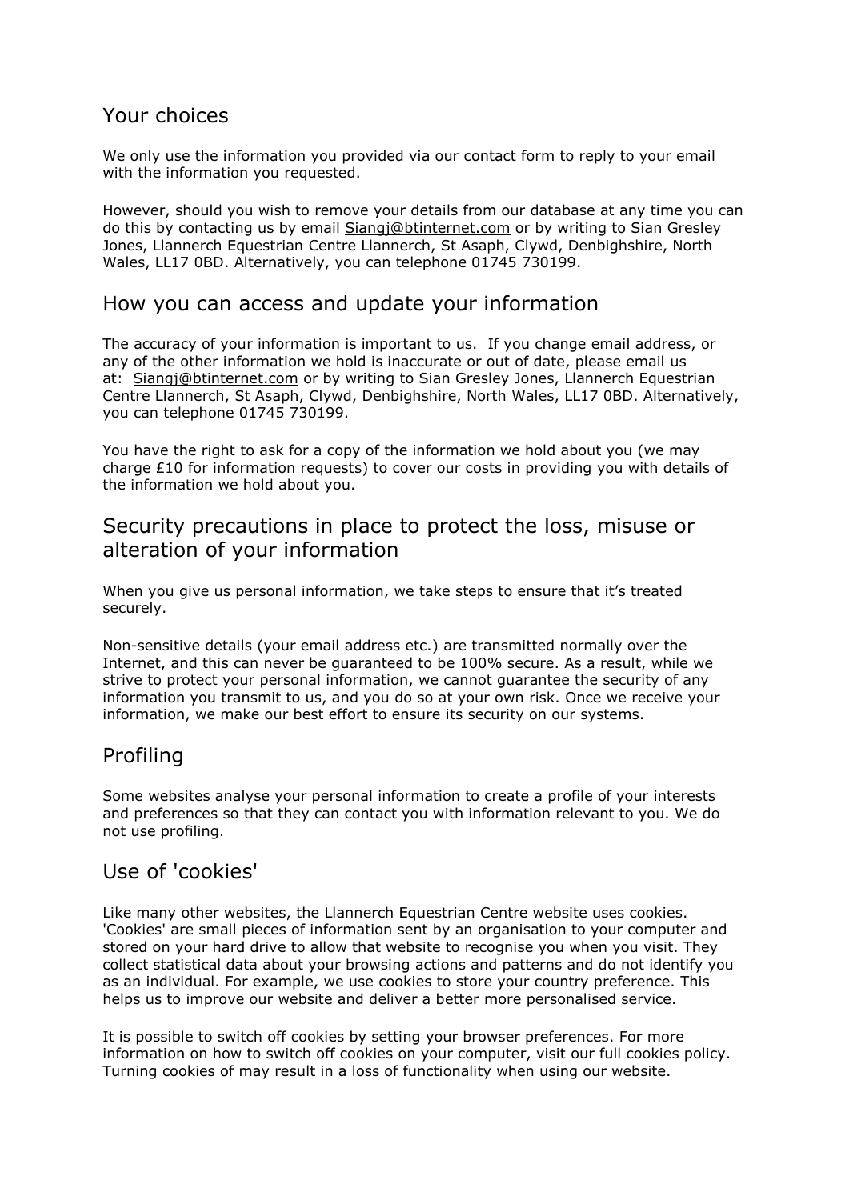## Your choices

We only use the information you provided via our contact form to reply to your email with the information you requested.

However, should you wish to remove your details from our database at any time you can do this by contacting us by email Siangj@btinternet.com or by writing to Sian Gresley Jones, Llannerch Equestrian Centre Llannerch, St Asaph, Clywd, Denbighshire, North Wales, LL17 0BD. Alternatively, you can telephone 01745 730199.

## How you can access and update your information

The accuracy of your information is important to us. If you change email address, or any of the other information we hold is inaccurate or out of date, please email us at: Siangj@btinternet.com or by writing to Sian Gresley Jones, Llannerch Equestrian Centre Llannerch, St Asaph, Clywd, Denbighshire, North Wales, LL17 0BD. Alternatively, you can telephone 01745 730199.

You have the right to ask for a copy of the information we hold about you (we may charge £10 for information requests) to cover our costs in providing you with details of the information we hold about you.

## Security precautions in place to protect the loss, misuse or alteration of your information

When you give us personal information, we take steps to ensure that it's treated securely.

Non-sensitive details (your email address etc.) are transmitted normally over the Internet, and this can never be guaranteed to be 100% secure. As a result, while we strive to protect your personal information, we cannot guarantee the security of any information you transmit to us, and you do so at your own risk. Once we receive your information, we make our best effort to ensure its security on our systems.

## Profiling

Some websites analyse your personal information to create a profile of your interests and preferences so that they can contact you with information relevant to you. We do not use profiling.

## Use of 'cookies'

Like many other websites, the Llannerch Equestrian Centre website uses cookies. 'Cookies' are small pieces of information sent by an organisation to your computer and stored on your hard drive to allow that website to recognise you when you visit. They collect statistical data about your browsing actions and patterns and do not identify you as an individual. For example, we use cookies to store your country preference. This helps us to improve our website and deliver a better more personalised service.

It is possible to switch off cookies by setting your browser preferences. For more information on how to switch off cookies on your computer, visit our full cookies policy. Turning cookies of may result in a loss of functionality when using our website.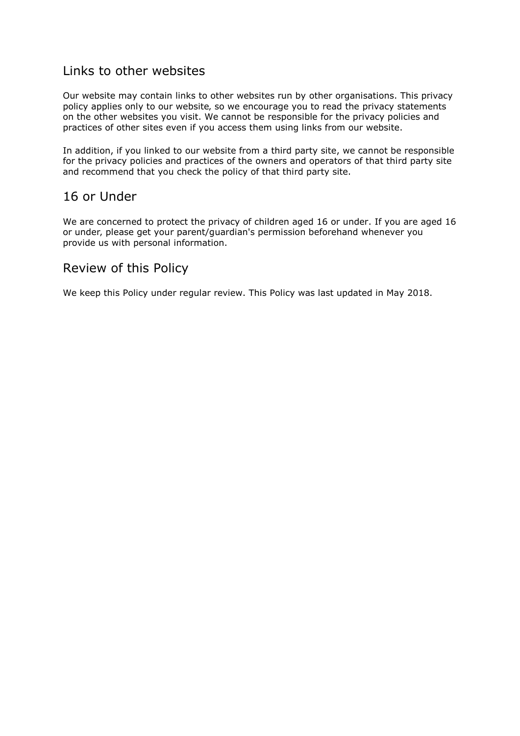## Links to other websites

Our website may contain links to other websites run by other organisations. This privacy policy applies only to our website, so we encourage you to read the privacy statements on the other websites you visit. We cannot be responsible for the privacy policies and practices of other sites even if you access them using links from our website.

In addition, if you linked to our website from a third party site, we cannot be responsible for the privacy policies and practices of the owners and operators of that third party site and recommend that you check the policy of that third party site.

## 16 or Under

We are concerned to protect the privacy of children aged 16 or under. If you are aged 16 or under, please get your parent/guardian's permission beforehand whenever you provide us with personal information.

## Review of this Policy

We keep this Policy under regular review. This Policy was last updated in May 2018.